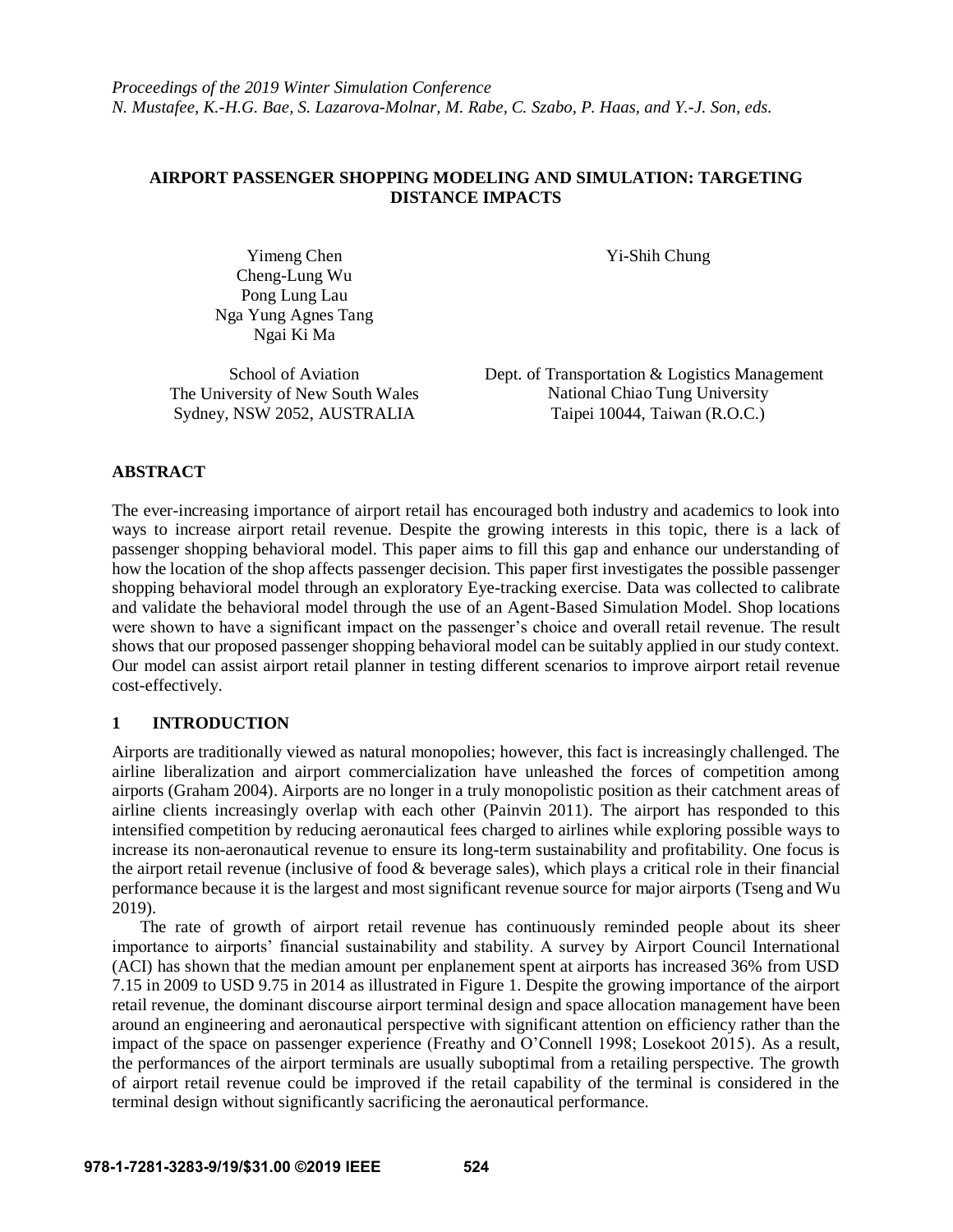*Proceedings of the 2019 Winter Simulation Conference*
*N. Mustafee, K.-H.G. Bae, S. Lazarova-Molnar, M. Rabe, C. Szabo, P. Haas, and Y.-J. Son, eds.*

# AIRPORT PASSENGER SHOPPING MODELING AND SIMULATION: TARGETING DISTANCE IMPACTS

Yimeng Chen
Cheng-Lung Wu
Pong Lung Lau
Nga Yung Agnes Tang
Ngai Ki Ma

School of Aviation
The University of New South Wales
Sydney, NSW 2052, AUSTRALIA

Yi-Shih Chung

Dept. of Transportation & Logistics Management
National Chiao Tung University
Taipei 10044, Taiwan (R.O.C.)

## ABSTRACT

The ever-increasing importance of airport retail has encouraged both industry and academics to look into ways to increase airport retail revenue. Despite the growing interests in this topic, there is a lack of passenger shopping behavioral model. This paper aims to fill this gap and enhance our understanding of how the location of the shop affects passenger decision. This paper first investigates the possible passenger shopping behavioral model through an exploratory Eye-tracking exercise. Data was collected to calibrate and validate the behavioral model through the use of an Agent-Based Simulation Model. Shop locations were shown to have a significant impact on the passenger's choice and overall retail revenue. The result shows that our proposed passenger shopping behavioral model can be suitably applied in our study context. Our model can assist airport retail planner in testing different scenarios to improve airport retail revenue cost-effectively.

## 1 INTRODUCTION

Airports are traditionally viewed as natural monopolies; however, this fact is increasingly challenged. The airline liberalization and airport commercialization have unleashed the forces of competition among airports (Graham 2004). Airports are no longer in a truly monopolistic position as their catchment areas of airline clients increasingly overlap with each other (Painvin 2011). The airport has responded to this intensified competition by reducing aeronautical fees charged to airlines while exploring possible ways to increase its non-aeronautical revenue to ensure its long-term sustainability and profitability. One focus is the airport retail revenue (inclusive of food & beverage sales), which plays a critical role in their financial performance because it is the largest and most significant revenue source for major airports (Tseng and Wu 2019).

The rate of growth of airport retail revenue has continuously reminded people about its sheer importance to airports' financial sustainability and stability. A survey by Airport Council International (ACI) has shown that the median amount per enplanement spent at airports has increased 36% from USD 7.15 in 2009 to USD 9.75 in 2014 as illustrated in Figure 1. Despite the growing importance of the airport retail revenue, the dominant discourse airport terminal design and space allocation management have been around an engineering and aeronautical perspective with significant attention on efficiency rather than the impact of the space on passenger experience (Freathy and O'Connell 1998; Losekoot 2015). As a result, the performances of the airport terminals are usually suboptimal from a retailing perspective. The growth of airport retail revenue could be improved if the retail capability of the terminal is considered in the terminal design without significantly sacrificing the aeronautical performance.

**978-1-7281-3283-9/19/$31.00 ©2019 IEEE**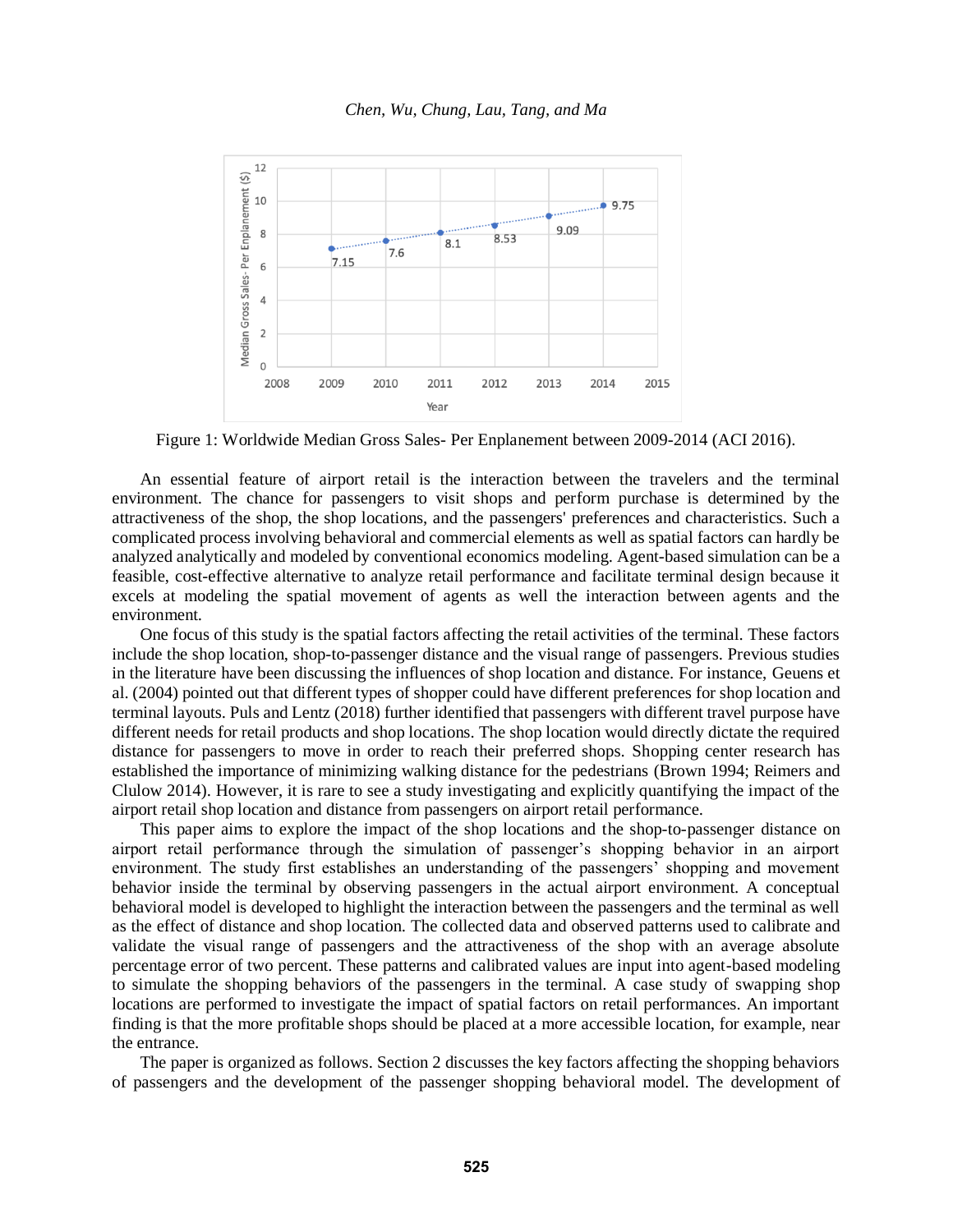Figure 1: Worldwide Median Gross Sales- Per Enplanement between 2009-2014 (ACI 2016).

An essential feature of airport retail is the interaction between the travelers and the terminal environment. The chance for passengers to visit shops and perform purchase is determined by the attractiveness of the shop, the shop locations, and the passengers' preferences and characteristics. Such a complicated process involving behavioral and commercial elements as well as spatial factors can hardly be analyzed analytically and modeled by conventional economics modeling. Agent-based simulation can be a feasible, cost-effective alternative to analyze retail performance and facilitate terminal design because it excels at modeling the spatial movement of agents as well the interaction between agents and the environment.

One focus of this study is the spatial factors affecting the retail activities of the terminal. These factors include the shop location, shop-to-passenger distance and the visual range of passengers. Previous studies in the literature have been discussing the influences of shop location and distance. For instance, Geuens et al. (2004) pointed out that different types of shopper could have different preferences for shop location and terminal layouts. Puls and Lentz (2018) further identified that passengers with different travel purpose have different needs for retail products and shop locations. The shop location would directly dictate the required distance for passengers to move in order to reach their preferred shops. Shopping center research has established the importance of minimizing walking distance for the pedestrians (Brown 1994; Reimers and Clulow 2014). However, it is rare to see a study investigating and explicitly quantifying the impact of the airport retail shop location and distance from passengers on airport retail performance.

This paper aims to explore the impact of the shop locations and the shop-to-passenger distance on airport retail performance through the simulation of passenger's shopping behavior in an airport environment. The study first establishes an understanding of the passengers' shopping and movement behavior inside the terminal by observing passengers in the actual airport environment. A conceptual behavioral model is developed to highlight the interaction between the passengers and the terminal as well as the effect of distance and shop location. The collected data and observed patterns used to calibrate and validate the visual range of passengers and the attractiveness of the shop with an average absolute percentage error of two percent. These patterns and calibrated values are input into agent-based modeling to simulate the shopping behaviors of the passengers in the terminal. A case study of swapping shop locations are performed to investigate the impact of spatial factors on retail performances. An important finding is that the more profitable shops should be placed at a more accessible location, for example, near the entrance.

The paper is organized as follows. Section 2 discusses the key factors affecting the shopping behaviors of passengers and the development of the passenger shopping behavioral model. The development of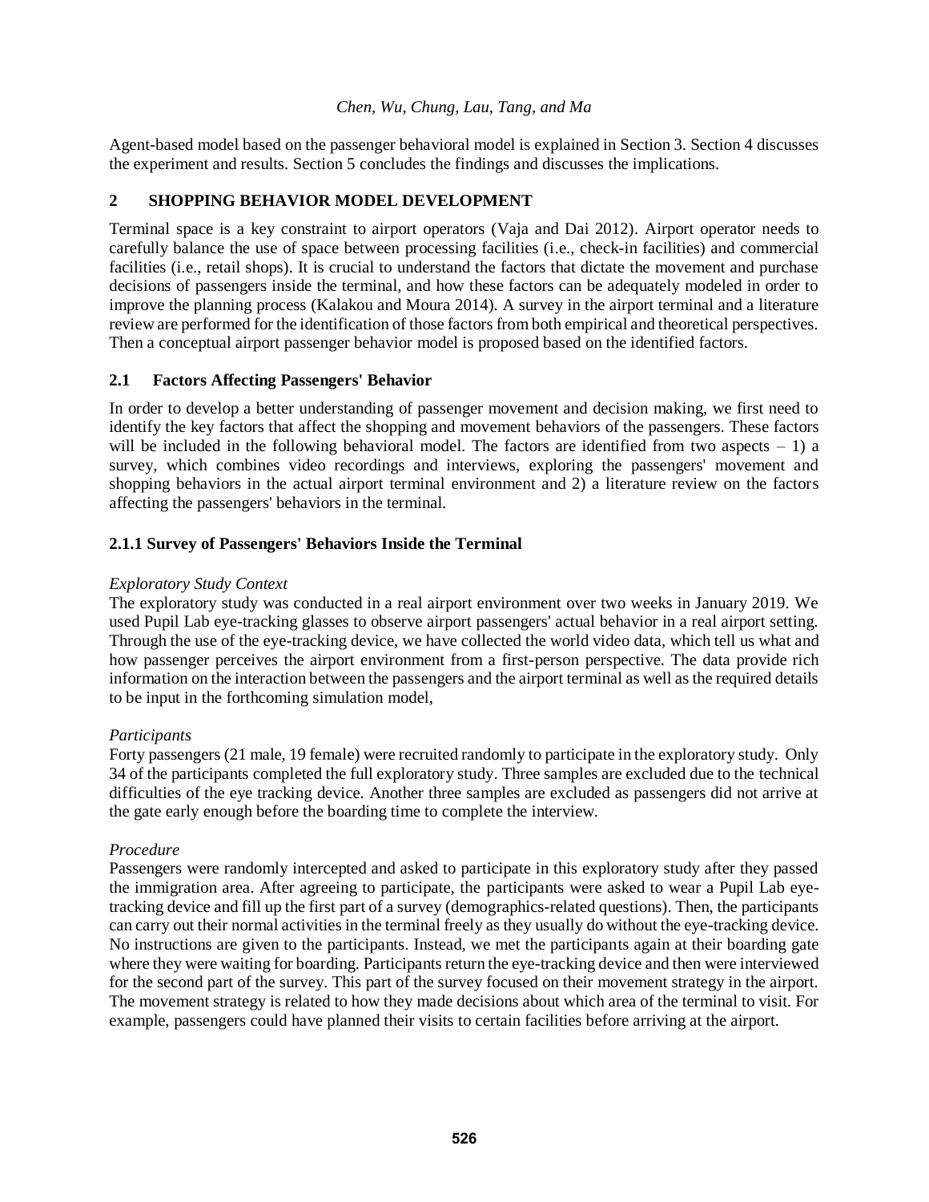Agent-based model based on the passenger behavioral model is explained in Section 3. Section 4 discusses the experiment and results. Section 5 concludes the findings and discusses the implications.

## 2 SHOPPING BEHAVIOR MODEL DEVELOPMENT

Terminal space is a key constraint to airport operators (Vaja and Dai 2012). Airport operator needs to carefully balance the use of space between processing facilities (i.e., check-in facilities) and commercial facilities (i.e., retail shops). It is crucial to understand the factors that dictate the movement and purchase decisions of passengers inside the terminal, and how these factors can be adequately modeled in order to improve the planning process (Kalakou and Moura 2014). A survey in the airport terminal and a literature review are performed for the identification of those factors from both empirical and theoretical perspectives. Then a conceptual airport passenger behavior model is proposed based on the identified factors.

### 2.1 Factors Affecting Passengers' Behavior

In order to develop a better understanding of passenger movement and decision making, we first need to identify the key factors that affect the shopping and movement behaviors of the passengers. These factors will be included in the following behavioral model. The factors are identified from two aspects – 1) a survey, which combines video recordings and interviews, exploring the passengers' movement and shopping behaviors in the actual airport terminal environment and 2) a literature review on the factors affecting the passengers' behaviors in the terminal.

#### 2.1.1 Survey of Passengers' Behaviors Inside the Terminal

*Exploratory Study Context*

The exploratory study was conducted in a real airport environment over two weeks in January 2019. We used Pupil Lab eye-tracking glasses to observe airport passengers' actual behavior in a real airport setting. Through the use of the eye-tracking device, we have collected the world video data, which tell us what and how passenger perceives the airport environment from a first-person perspective. The data provide rich information on the interaction between the passengers and the airport terminal as well as the required details to be input in the forthcoming simulation model,

*Participants*

Forty passengers (21 male, 19 female) were recruited randomly to participate in the exploratory study. Only 34 of the participants completed the full exploratory study. Three samples are excluded due to the technical difficulties of the eye tracking device. Another three samples are excluded as passengers did not arrive at the gate early enough before the boarding time to complete the interview.

*Procedure*

Passengers were randomly intercepted and asked to participate in this exploratory study after they passed the immigration area. After agreeing to participate, the participants were asked to wear a Pupil Lab eye-tracking device and fill up the first part of a survey (demographics-related questions). Then, the participants can carry out their normal activities in the terminal freely as they usually do without the eye-tracking device. No instructions are given to the participants. Instead, we met the participants again at their boarding gate where they were waiting for boarding. Participants return the eye-tracking device and then were interviewed for the second part of the survey. This part of the survey focused on their movement strategy in the airport. The movement strategy is related to how they made decisions about which area of the terminal to visit. For example, passengers could have planned their visits to certain facilities before arriving at the airport.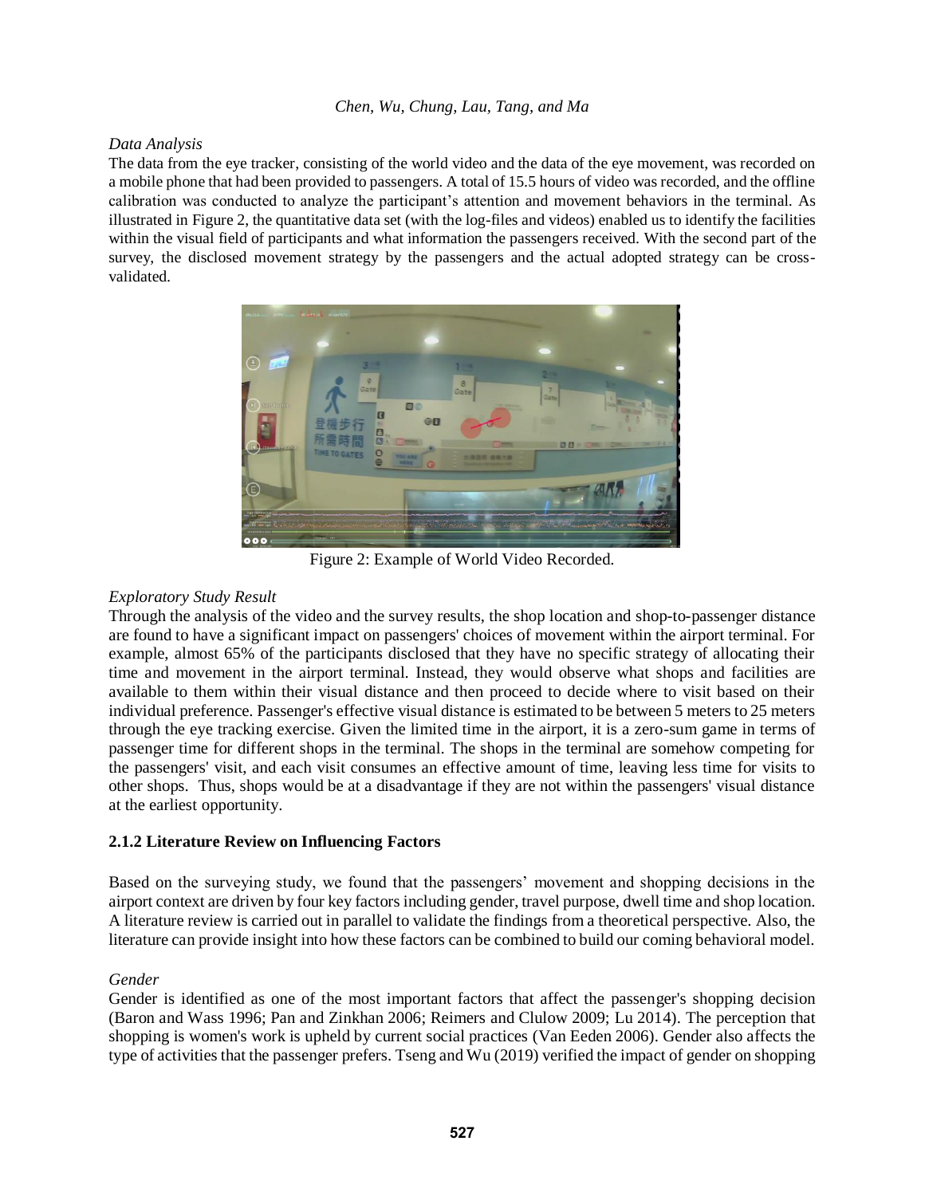*Data Analysis*

The data from the eye tracker, consisting of the world video and the data of the eye movement, was recorded on a mobile phone that had been provided to passengers. A total of 15.5 hours of video was recorded, and the offline calibration was conducted to analyze the participant's attention and movement behaviors in the terminal. As illustrated in Figure 2, the quantitative data set (with the log-files and videos) enabled us to identify the facilities within the visual field of participants and what information the passengers received. With the second part of the survey, the disclosed movement strategy by the passengers and the actual adopted strategy can be cross-validated.

Figure 2: Example of World Video Recorded.

*Exploratory Study Result*

Through the analysis of the video and the survey results, the shop location and shop-to-passenger distance are found to have a significant impact on passengers' choices of movement within the airport terminal. For example, almost 65% of the participants disclosed that they have no specific strategy of allocating their time and movement in the airport terminal. Instead, they would observe what shops and facilities are available to them within their visual distance and then proceed to decide where to visit based on their individual preference. Passenger's effective visual distance is estimated to be between 5 meters to 25 meters through the eye tracking exercise. Given the limited time in the airport, it is a zero-sum game in terms of passenger time for different shops in the terminal. The shops in the terminal are somehow competing for the passengers' visit, and each visit consumes an effective amount of time, leaving less time for visits to other shops. Thus, shops would be at a disadvantage if they are not within the passengers' visual distance at the earliest opportunity.

### 2.1.2 Literature Review on Influencing Factors

Based on the surveying study, we found that the passengers' movement and shopping decisions in the airport context are driven by four key factors including gender, travel purpose, dwell time and shop location. A literature review is carried out in parallel to validate the findings from a theoretical perspective. Also, the literature can provide insight into how these factors can be combined to build our coming behavioral model.

*Gender*

Gender is identified as one of the most important factors that affect the passenger's shopping decision (Baron and Wass 1996; Pan and Zinkhan 2006; Reimers and Clulow 2009; Lu 2014). The perception that shopping is women's work is upheld by current social practices (Van Eeden 2006). Gender also affects the type of activities that the passenger prefers. Tseng and Wu (2019) verified the impact of gender on shopping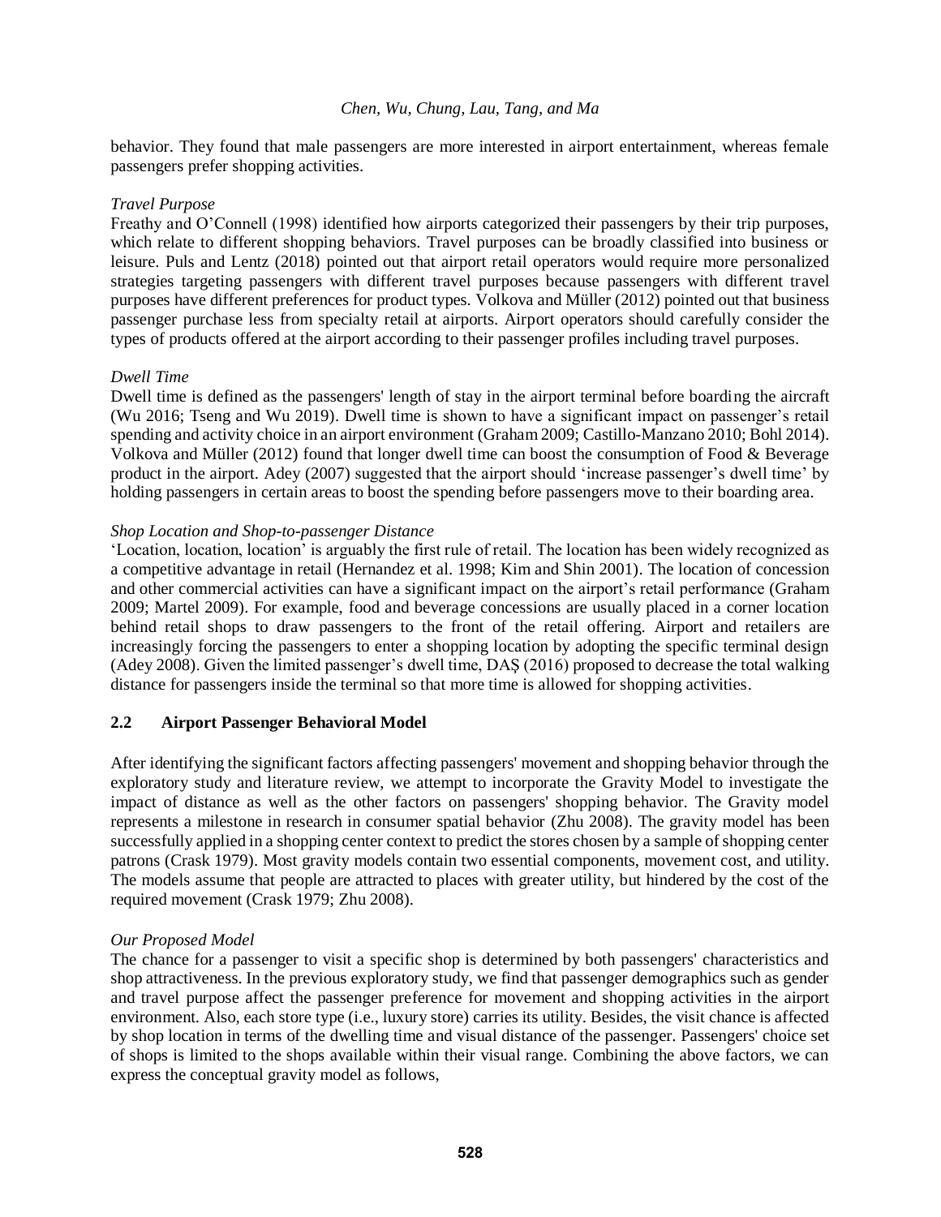behavior. They found that male passengers are more interested in airport entertainment, whereas female passengers prefer shopping activities.

*Travel Purpose*

Freathy and O'Connell (1998) identified how airports categorized their passengers by their trip purposes, which relate to different shopping behaviors. Travel purposes can be broadly classified into business or leisure. Puls and Lentz (2018) pointed out that airport retail operators would require more personalized strategies targeting passengers with different travel purposes because passengers with different travel purposes have different preferences for product types. Volkova and Müller (2012) pointed out that business passenger purchase less from specialty retail at airports. Airport operators should carefully consider the types of products offered at the airport according to their passenger profiles including travel purposes.

*Dwell Time*

Dwell time is defined as the passengers' length of stay in the airport terminal before boarding the aircraft (Wu 2016; Tseng and Wu 2019). Dwell time is shown to have a significant impact on passenger's retail spending and activity choice in an airport environment (Graham 2009; Castillo-Manzano 2010; Bohl 2014). Volkova and Müller (2012) found that longer dwell time can boost the consumption of Food & Beverage product in the airport. Adey (2007) suggested that the airport should 'increase passenger's dwell time' by holding passengers in certain areas to boost the spending before passengers move to their boarding area.

*Shop Location and Shop-to-passenger Distance*

'Location, location, location' is arguably the first rule of retail. The location has been widely recognized as a competitive advantage in retail (Hernandez et al. 1998; Kim and Shin 2001). The location of concession and other commercial activities can have a significant impact on the airport's retail performance (Graham 2009; Martel 2009). For example, food and beverage concessions are usually placed in a corner location behind retail shops to draw passengers to the front of the retail offering. Airport and retailers are increasingly forcing the passengers to enter a shopping location by adopting the specific terminal design (Adey 2008). Given the limited passenger's dwell time, DAŞ (2016) proposed to decrease the total walking distance for passengers inside the terminal so that more time is allowed for shopping activities.

## 2.2 Airport Passenger Behavioral Model

After identifying the significant factors affecting passengers' movement and shopping behavior through the exploratory study and literature review, we attempt to incorporate the Gravity Model to investigate the impact of distance as well as the other factors on passengers' shopping behavior. The Gravity model represents a milestone in research in consumer spatial behavior (Zhu 2008). The gravity model has been successfully applied in a shopping center context to predict the stores chosen by a sample of shopping center patrons (Crask 1979). Most gravity models contain two essential components, movement cost, and utility. The models assume that people are attracted to places with greater utility, but hindered by the cost of the required movement (Crask 1979; Zhu 2008).

*Our Proposed Model*

The chance for a passenger to visit a specific shop is determined by both passengers' characteristics and shop attractiveness. In the previous exploratory study, we find that passenger demographics such as gender and travel purpose affect the passenger preference for movement and shopping activities in the airport environment. Also, each store type (i.e., luxury store) carries its utility. Besides, the visit chance is affected by shop location in terms of the dwelling time and visual distance of the passenger. Passengers' choice set of shops is limited to the shops available within their visual range. Combining the above factors, we can express the conceptual gravity model as follows,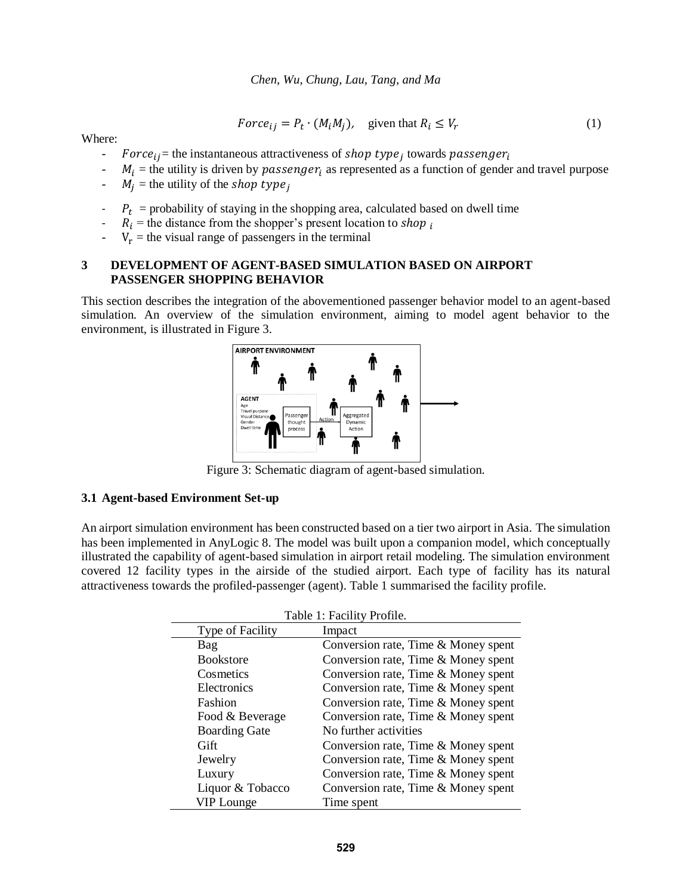$$Force_{ij} = P_t \cdot (M_i M_j), \quad \text{given that } R_i \leq V_r \tag{1}$$

Where:

- $Force_{ij}$ = the instantaneous attractiveness of $shop\ type_j$ towards $passenger_i$
- $M_i$ = the utility is driven by $passenger_i$ as represented as a function of gender and travel purpose
- $M_j$ = the utility of the $shop\ type_j$
- $P_t$ = probability of staying in the shopping area, calculated based on dwell time
- $R_i$ = the distance from the shopper's present location to $shop_{\ i}$
- $V_r$ = the visual range of passengers in the terminal

## 3 DEVELOPMENT OF AGENT-BASED SIMULATION BASED ON AIRPORT PASSENGER SHOPPING BEHAVIOR

This section describes the integration of the abovementioned passenger behavior model to an agent-based simulation. An overview of the simulation environment, aiming to model agent behavior to the environment, is illustrated in Figure 3.

Figure 3: Schematic diagram of agent-based simulation.

### 3.1 Agent-based Environment Set-up

An airport simulation environment has been constructed based on a tier two airport in Asia. The simulation has been implemented in AnyLogic 8. The model was built upon a companion model, which conceptually illustrated the capability of agent-based simulation in airport retail modeling. The simulation environment covered 12 facility types in the airside of the studied airport. Each type of facility has its natural attractiveness towards the profiled-passenger (agent). Table 1 summarised the facility profile.

Table 1: Facility Profile.

| Type of Facility | Impact |
|---|---|
| Bag | Conversion rate, Time & Money spent |
| Bookstore | Conversion rate, Time & Money spent |
| Cosmetics | Conversion rate, Time & Money spent |
| Electronics | Conversion rate, Time & Money spent |
| Fashion | Conversion rate, Time & Money spent |
| Food & Beverage | Conversion rate, Time & Money spent |
| Boarding Gate | No further activities |
| Gift | Conversion rate, Time & Money spent |
| Jewelry | Conversion rate, Time & Money spent |
| Luxury | Conversion rate, Time & Money spent |
| Liquor & Tobacco | Conversion rate, Time & Money spent |
| VIP Lounge | Time spent |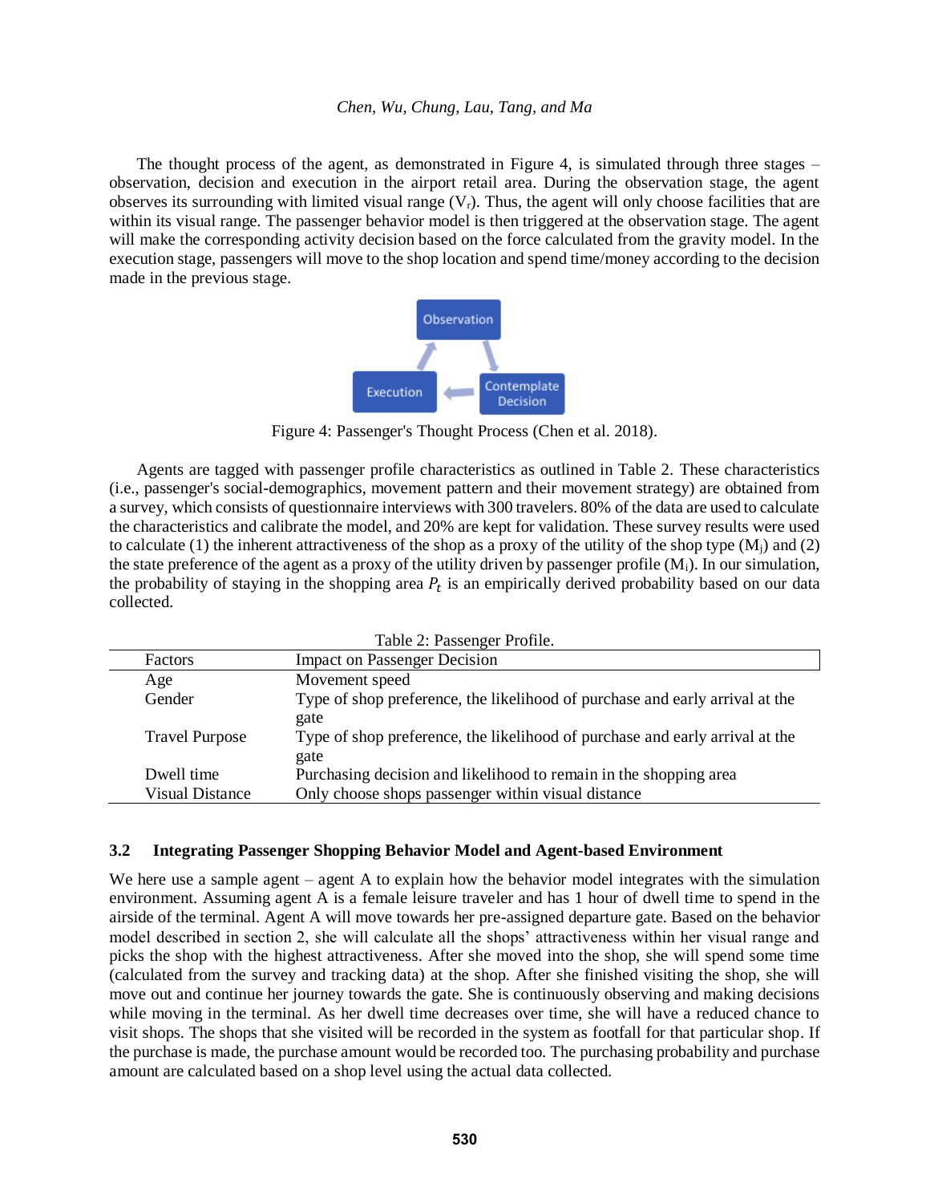The thought process of the agent, as demonstrated in Figure 4, is simulated through three stages – observation, decision and execution in the airport retail area. During the observation stage, the agent observes its surrounding with limited visual range ($V_r$). Thus, the agent will only choose facilities that are within its visual range. The passenger behavior model is then triggered at the observation stage. The agent will make the corresponding activity decision based on the force calculated from the gravity model. In the execution stage, passengers will move to the shop location and spend time/money according to the decision made in the previous stage.

Figure 4: Passenger's Thought Process (Chen et al. 2018).

Agents are tagged with passenger profile characteristics as outlined in Table 2. These characteristics (i.e., passenger's social-demographics, movement pattern and their movement strategy) are obtained from a survey, which consists of questionnaire interviews with 300 travelers. 80% of the data are used to calculate the characteristics and calibrate the model, and 20% are kept for validation. These survey results were used to calculate (1) the inherent attractiveness of the shop as a proxy of the utility of the shop type ($M_j$) and (2) the state preference of the agent as a proxy of the utility driven by passenger profile ($M_i$). In our simulation, the probability of staying in the shopping area $P_t$ is an empirically derived probability based on our data collected.

Table 2: Passenger Profile.

| Factors | Impact on Passenger Decision |
|---|---|
| Age | Movement speed |
| Gender | Type of shop preference, the likelihood of purchase and early arrival at the gate |
| Travel Purpose | Type of shop preference, the likelihood of purchase and early arrival at the gate |
| Dwell time | Purchasing decision and likelihood to remain in the shopping area |
| Visual Distance | Only choose shops passenger within visual distance |

## 3.2 Integrating Passenger Shopping Behavior Model and Agent-based Environment

We here use a sample agent – agent A to explain how the behavior model integrates with the simulation environment. Assuming agent A is a female leisure traveler and has 1 hour of dwell time to spend in the airside of the terminal. Agent A will move towards her pre-assigned departure gate. Based on the behavior model described in section 2, she will calculate all the shops' attractiveness within her visual range and picks the shop with the highest attractiveness. After she moved into the shop, she will spend some time (calculated from the survey and tracking data) at the shop. After she finished visiting the shop, she will move out and continue her journey towards the gate. She is continuously observing and making decisions while moving in the terminal. As her dwell time decreases over time, she will have a reduced chance to visit shops. The shops that she visited will be recorded in the system as footfall for that particular shop. If the purchase is made, the purchase amount would be recorded too. The purchasing probability and purchase amount are calculated based on a shop level using the actual data collected.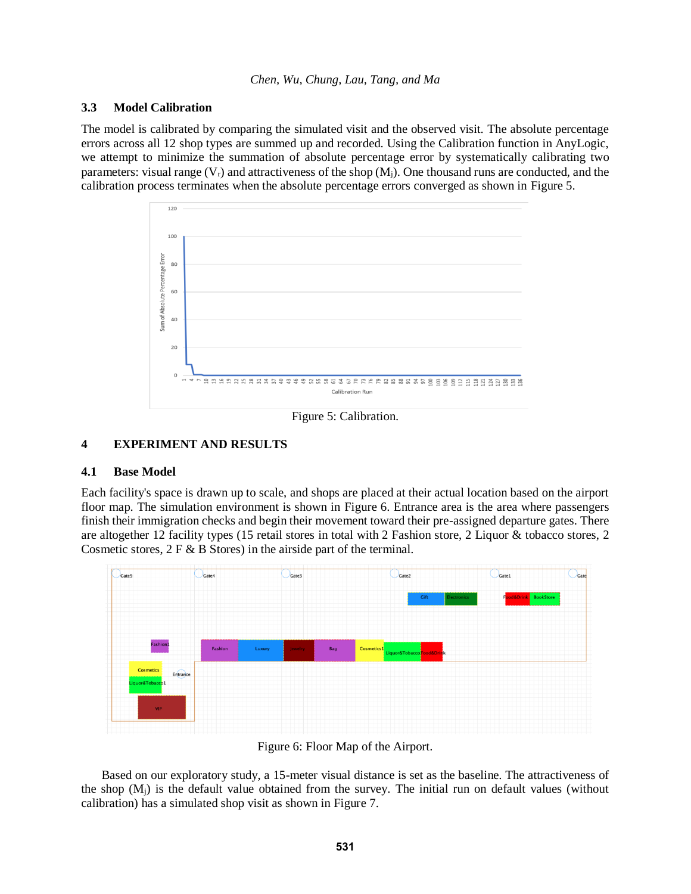### 3.3 Model Calibration

The model is calibrated by comparing the simulated visit and the observed visit. The absolute percentage errors across all 12 shop types are summed up and recorded. Using the Calibration function in AnyLogic, we attempt to minimize the summation of absolute percentage error by systematically calibrating two parameters: visual range ($V_r$) and attractiveness of the shop ($M_j$). One thousand runs are conducted, and the calibration process terminates when the absolute percentage errors converged as shown in Figure 5.

Figure 5: Calibration.

## 4 EXPERIMENT AND RESULTS

### 4.1 Base Model

Each facility's space is drawn up to scale, and shops are placed at their actual location based on the airport floor map. The simulation environment is shown in Figure 6. Entrance area is the area where passengers finish their immigration checks and begin their movement toward their pre-assigned departure gates. There are altogether 12 facility types (15 retail stores in total with 2 Fashion store, 2 Liquor & tobacco stores, 2 Cosmetic stores, 2 F & B Stores) in the airside part of the terminal.

Figure 6: Floor Map of the Airport.

Based on our exploratory study, a 15-meter visual distance is set as the baseline. The attractiveness of the shop ($M_j$) is the default value obtained from the survey. The initial run on default values (without calibration) has a simulated shop visit as shown in Figure 7.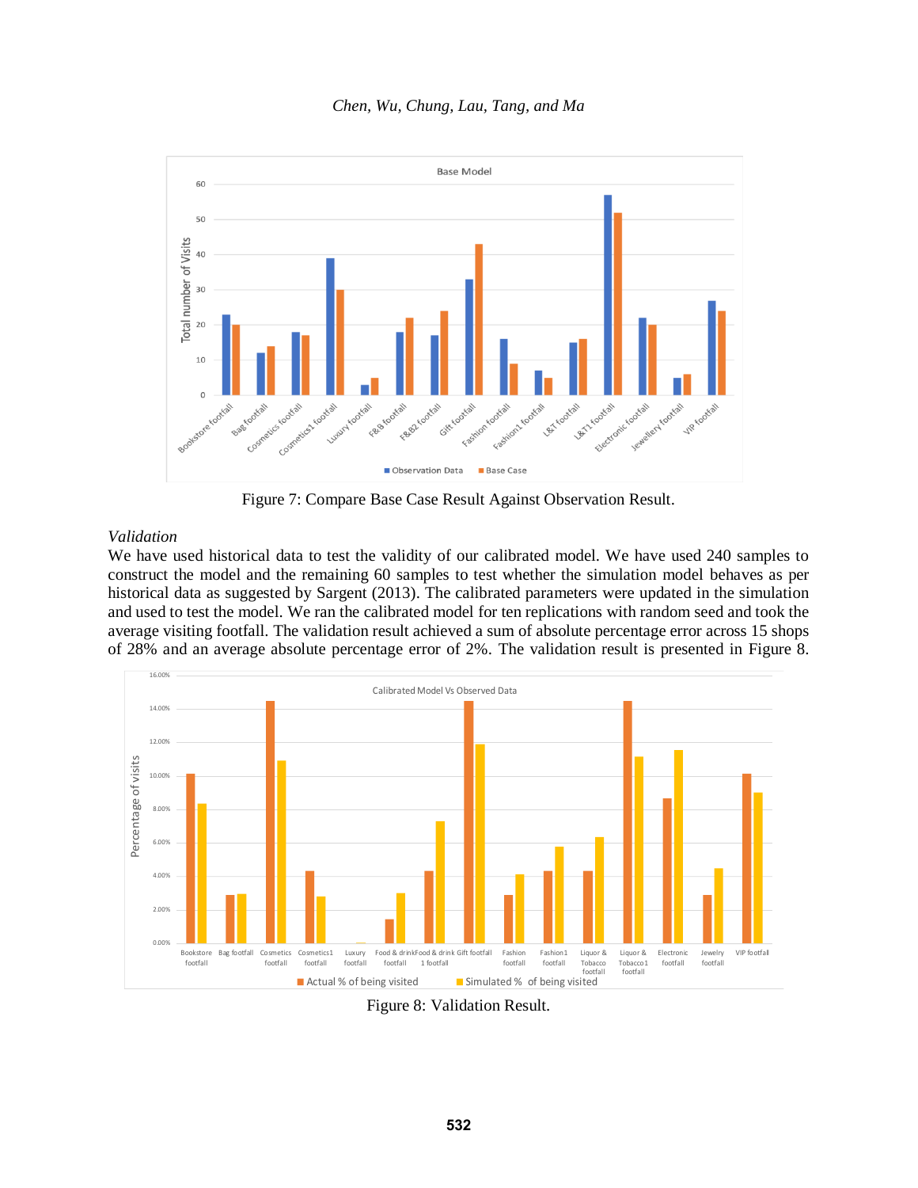Figure 7: Compare Base Case Result Against Observation Result.

*Validation*

We have used historical data to test the validity of our calibrated model. We have used 240 samples to construct the model and the remaining 60 samples to test whether the simulation model behaves as per historical data as suggested by Sargent (2013). The calibrated parameters were updated in the simulation and used to test the model. We ran the calibrated model for ten replications with random seed and took the average visiting footfall. The validation result achieved a sum of absolute percentage error across 15 shops of 28% and an average absolute percentage error of 2%. The validation result is presented in Figure 8.

Figure 8: Validation Result.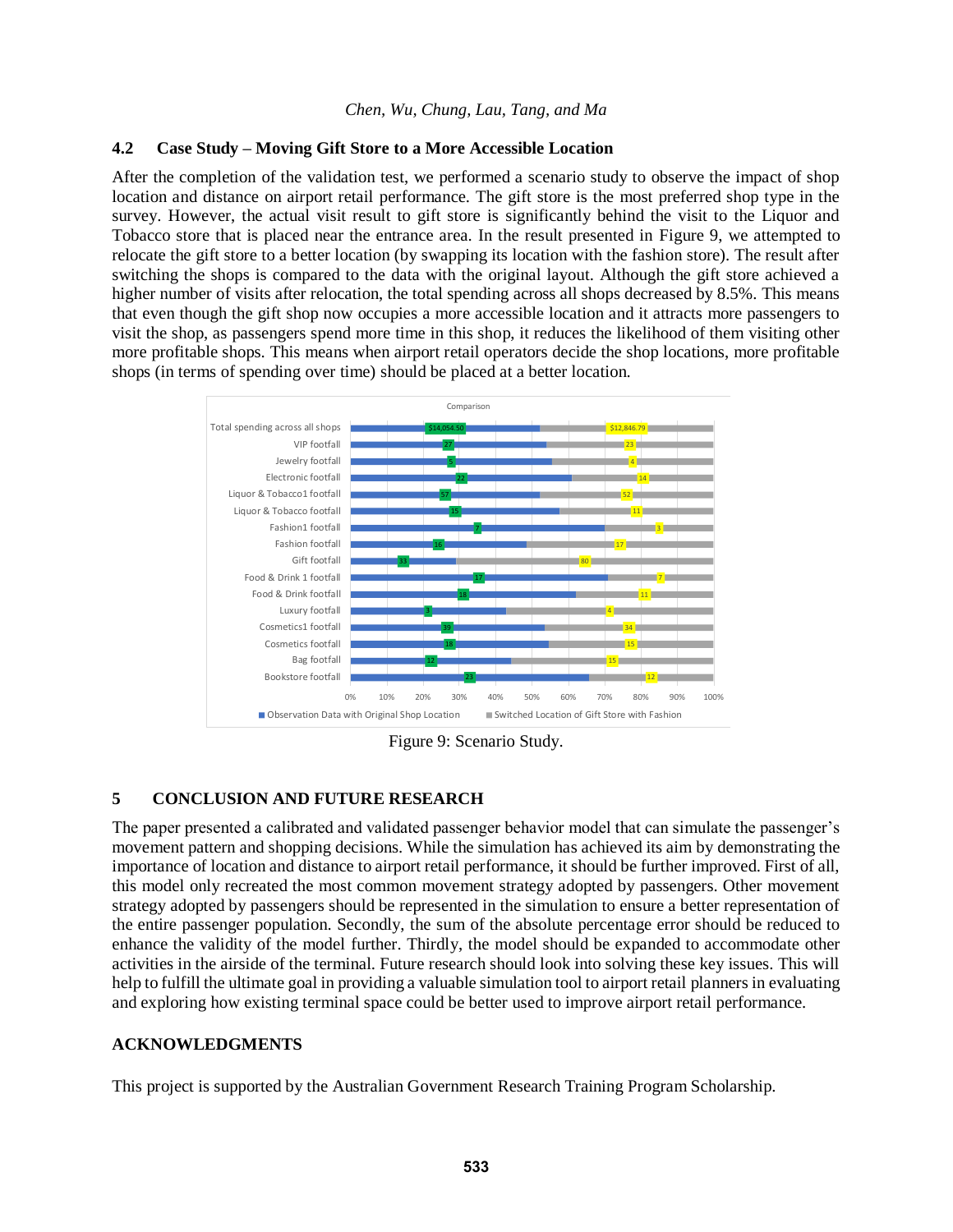### 4.2 Case Study – Moving Gift Store to a More Accessible Location

After the completion of the validation test, we performed a scenario study to observe the impact of shop location and distance on airport retail performance. The gift store is the most preferred shop type in the survey. However, the actual visit result to gift store is significantly behind the visit to the Liquor and Tobacco store that is placed near the entrance area. In the result presented in Figure 9, we attempted to relocate the gift store to a better location (by swapping its location with the fashion store). The result after switching the shops is compared to the data with the original layout. Although the gift store achieved a higher number of visits after relocation, the total spending across all shops decreased by 8.5%. This means that even though the gift shop now occupies a more accessible location and it attracts more passengers to visit the shop, as passengers spend more time in this shop, it reduces the likelihood of them visiting other more profitable shops. This means when airport retail operators decide the shop locations, more profitable shops (in terms of spending over time) should be placed at a better location.

Comparison

| | Observation Data with Original Shop Location | Switched Location of Gift Store with Fashion |
|---|---|---|
| Total spending across all shops | $14,054.50 | $12,846.79 |
| VIP footfall | 27 | 23 |
| Jewelry footfall | 5 | 4 |
| Electronic footfall | 22 | 14 |
| Liquor & Tobacco1 footfall | 57 | 52 |
| Liquor & Tobacco footfall | 15 | 11 |
| Fashion1 footfall | 7 | 3 |
| Fashion footfall | 16 | 17 |
| Gift footfall | 33 | 80 |
| Food & Drink 1 footfall | 17 | 7 |
| Food & Drink footfall | 18 | 11 |
| Luxury footfall | 3 | 4 |
| Cosmetics1 footfall | 39 | 34 |
| Cosmetics footfall | 18 | 15 |
| Bag footfall | 12 | 15 |
| Bookstore footfall | 23 | 12 |

Figure 9: Scenario Study.

## 5 CONCLUSION AND FUTURE RESEARCH

The paper presented a calibrated and validated passenger behavior model that can simulate the passenger's movement pattern and shopping decisions. While the simulation has achieved its aim by demonstrating the importance of location and distance to airport retail performance, it should be further improved. First of all, this model only recreated the most common movement strategy adopted by passengers. Other movement strategy adopted by passengers should be represented in the simulation to ensure a better representation of the entire passenger population. Secondly, the sum of the absolute percentage error should be reduced to enhance the validity of the model further. Thirdly, the model should be expanded to accommodate other activities in the airside of the terminal. Future research should look into solving these key issues. This will help to fulfill the ultimate goal in providing a valuable simulation tool to airport retail planners in evaluating and exploring how existing terminal space could be better used to improve airport retail performance.

## ACKNOWLEDGMENTS

This project is supported by the Australian Government Research Training Program Scholarship.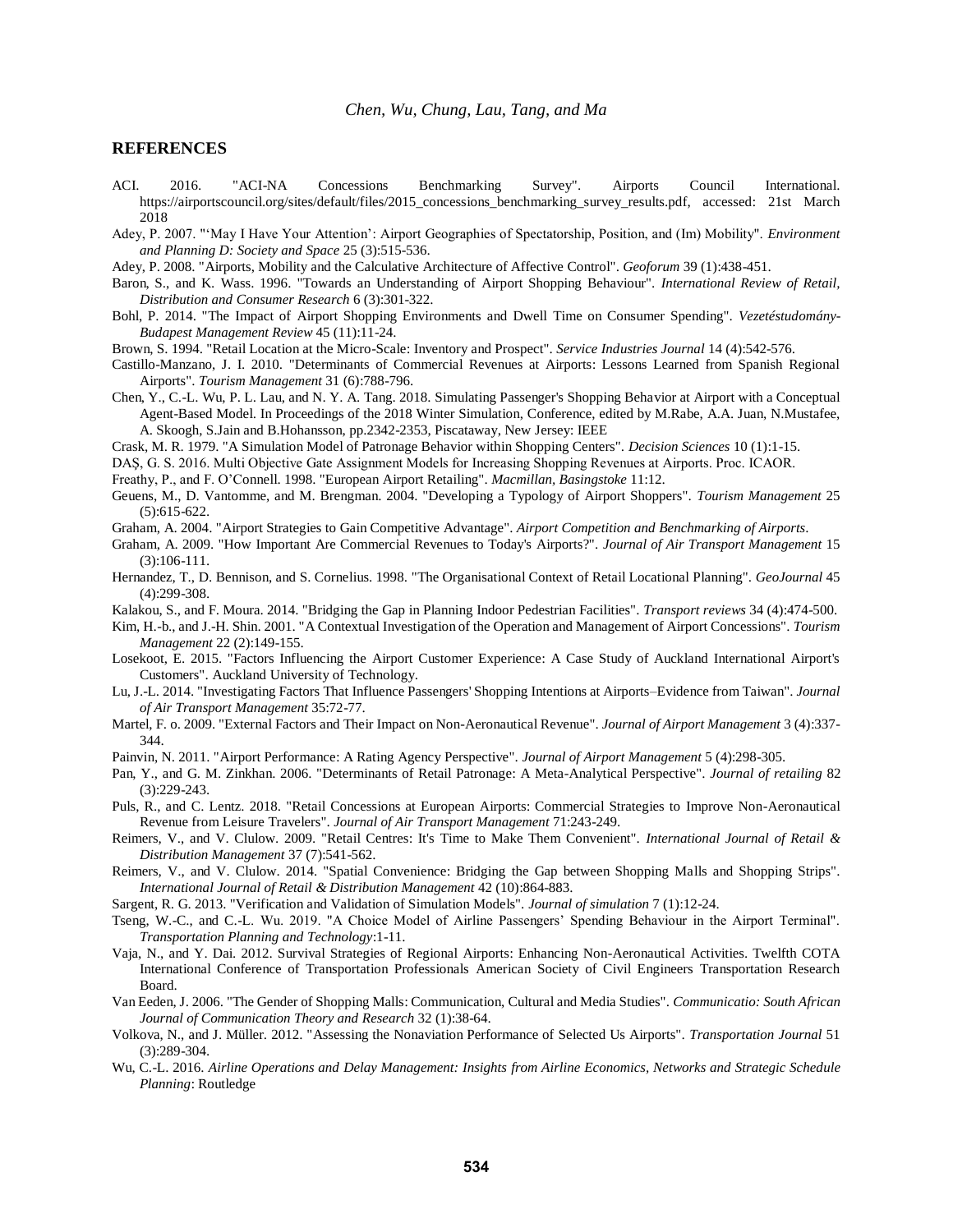## REFERENCES

ACI. 2016. "ACI-NA Concessions Benchmarking Survey". Airports Council International. https://airportscouncil.org/sites/default/files/2015_concessions_benchmarking_survey_results.pdf, accessed: 21st March 2018

Adey, P. 2007. "'May I Have Your Attention': Airport Geographies of Spectatorship, Position, and (Im) Mobility". *Environment and Planning D: Society and Space* 25 (3):515-536.

Adey, P. 2008. "Airports, Mobility and the Calculative Architecture of Affective Control". *Geoforum* 39 (1):438-451.

Baron, S., and K. Wass. 1996. "Towards an Understanding of Airport Shopping Behaviour". *International Review of Retail, Distribution and Consumer Research* 6 (3):301-322.

Bohl, P. 2014. "The Impact of Airport Shopping Environments and Dwell Time on Consumer Spending". *Vezetéstudomány-Budapest Management Review* 45 (11):11-24.

Brown, S. 1994. "Retail Location at the Micro-Scale: Inventory and Prospect". *Service Industries Journal* 14 (4):542-576.

Castillo-Manzano, J. I. 2010. "Determinants of Commercial Revenues at Airports: Lessons Learned from Spanish Regional Airports". *Tourism Management* 31 (6):788-796.

Chen, Y., C.-L. Wu, P. L. Lau, and N. Y. A. Tang. 2018. Simulating Passenger's Shopping Behavior at Airport with a Conceptual Agent-Based Model. In Proceedings of the 2018 Winter Simulation, Conference, edited by M.Rabe, A.A. Juan, N.Mustafee, A. Skoogh, S.Jain and B.Hohansson, pp.2342-2353, Piscataway, New Jersey: IEEE

Crask, M. R. 1979. "A Simulation Model of Patronage Behavior within Shopping Centers". *Decision Sciences* 10 (1):1-15.

DAŞ, G. S. 2016. Multi Objective Gate Assignment Models for Increasing Shopping Revenues at Airports. Proc. ICAOR.

Freathy, P., and F. O'Connell. 1998. "European Airport Retailing". *Macmillan, Basingstoke* 11:12.

Geuens, M., D. Vantomme, and M. Brengman. 2004. "Developing a Typology of Airport Shoppers". *Tourism Management* 25 (5):615-622.

Graham, A. 2004. "Airport Strategies to Gain Competitive Advantage". *Airport Competition and Benchmarking of Airports*.

Graham, A. 2009. "How Important Are Commercial Revenues to Today's Airports?". *Journal of Air Transport Management* 15 (3):106-111.

Hernandez, T., D. Bennison, and S. Cornelius. 1998. "The Organisational Context of Retail Locational Planning". *GeoJournal* 45 (4):299-308.

Kalakou, S., and F. Moura. 2014. "Bridging the Gap in Planning Indoor Pedestrian Facilities". *Transport reviews* 34 (4):474-500.

Kim, H.-b., and J.-H. Shin. 2001. "A Contextual Investigation of the Operation and Management of Airport Concessions". *Tourism Management* 22 (2):149-155.

Losekoot, E. 2015. "Factors Influencing the Airport Customer Experience: A Case Study of Auckland International Airport's Customers". Auckland University of Technology.

Lu, J.-L. 2014. "Investigating Factors That Influence Passengers' Shopping Intentions at Airports–Evidence from Taiwan". *Journal of Air Transport Management* 35:72-77.

Martel, F. o. 2009. "External Factors and Their Impact on Non-Aeronautical Revenue". *Journal of Airport Management* 3 (4):337-344.

Painvin, N. 2011. "Airport Performance: A Rating Agency Perspective". *Journal of Airport Management* 5 (4):298-305.

Pan, Y., and G. M. Zinkhan. 2006. "Determinants of Retail Patronage: A Meta-Analytical Perspective". *Journal of retailing* 82 (3):229-243.

Puls, R., and C. Lentz. 2018. "Retail Concessions at European Airports: Commercial Strategies to Improve Non-Aeronautical Revenue from Leisure Travelers". *Journal of Air Transport Management* 71:243-249.

Reimers, V., and V. Clulow. 2009. "Retail Centres: It's Time to Make Them Convenient". *International Journal of Retail & Distribution Management* 37 (7):541-562.

Reimers, V., and V. Clulow. 2014. "Spatial Convenience: Bridging the Gap between Shopping Malls and Shopping Strips". *International Journal of Retail & Distribution Management* 42 (10):864-883.

Sargent, R. G. 2013. "Verification and Validation of Simulation Models". *Journal of simulation* 7 (1):12-24.

Tseng, W.-C., and C.-L. Wu. 2019. "A Choice Model of Airline Passengers' Spending Behaviour in the Airport Terminal". *Transportation Planning and Technology*:1-11.

Vaja, N., and Y. Dai. 2012. Survival Strategies of Regional Airports: Enhancing Non-Aeronautical Activities. Twelfth COTA International Conference of Transportation Professionals American Society of Civil Engineers Transportation Research Board.

Van Eeden, J. 2006. "The Gender of Shopping Malls: Communication, Cultural and Media Studies". *Communicatio: South African Journal of Communication Theory and Research* 32 (1):38-64.

Volkova, N., and J. Müller. 2012. "Assessing the Nonaviation Performance of Selected Us Airports". *Transportation Journal* 51 (3):289-304.

Wu, C.-L. 2016. *Airline Operations and Delay Management: Insights from Airline Economics, Networks and Strategic Schedule Planning*: Routledge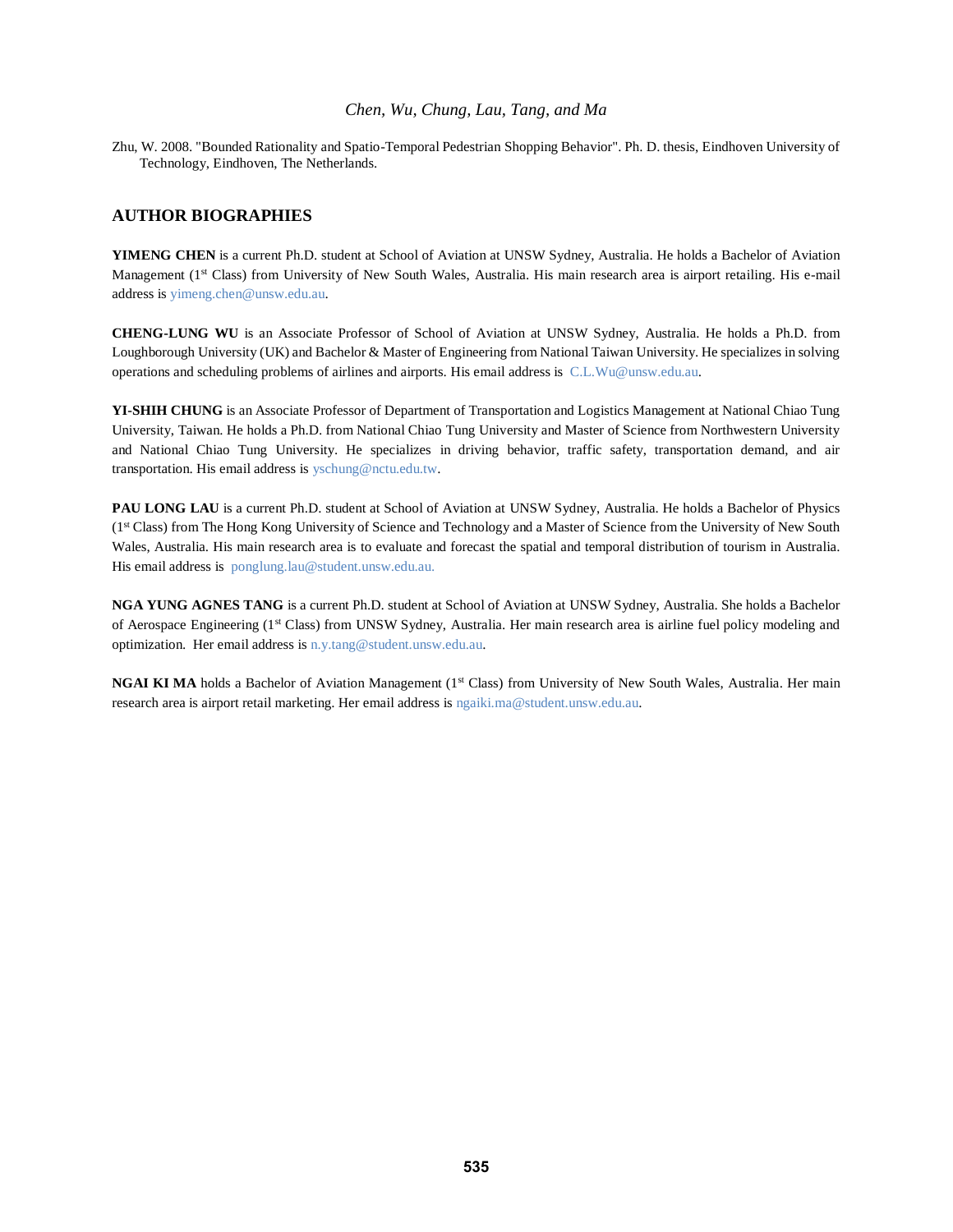Zhu, W. 2008. "Bounded Rationality and Spatio-Temporal Pedestrian Shopping Behavior". Ph. D. thesis, Eindhoven University of Technology, Eindhoven, The Netherlands.

## AUTHOR BIOGRAPHIES

**YIMENG CHEN** is a current Ph.D. student at School of Aviation at UNSW Sydney, Australia. He holds a Bachelor of Aviation Management (1st Class) from University of New South Wales, Australia. His main research area is airport retailing. His e-mail address is yimeng.chen@unsw.edu.au.

**CHENG-LUNG WU** is an Associate Professor of School of Aviation at UNSW Sydney, Australia. He holds a Ph.D. from Loughborough University (UK) and Bachelor & Master of Engineering from National Taiwan University. He specializes in solving operations and scheduling problems of airlines and airports. His email address is C.L.Wu@unsw.edu.au.

**YI-SHIH CHUNG** is an Associate Professor of Department of Transportation and Logistics Management at National Chiao Tung University, Taiwan. He holds a Ph.D. from National Chiao Tung University and Master of Science from Northwestern University and National Chiao Tung University. He specializes in driving behavior, traffic safety, transportation demand, and air transportation. His email address is yschung@nctu.edu.tw.

**PAU LONG LAU** is a current Ph.D. student at School of Aviation at UNSW Sydney, Australia. He holds a Bachelor of Physics (1st Class) from The Hong Kong University of Science and Technology and a Master of Science from the University of New South Wales, Australia. His main research area is to evaluate and forecast the spatial and temporal distribution of tourism in Australia. His email address is ponglung.lau@student.unsw.edu.au.

**NGA YUNG AGNES TANG** is a current Ph.D. student at School of Aviation at UNSW Sydney, Australia. She holds a Bachelor of Aerospace Engineering (1st Class) from UNSW Sydney, Australia. Her main research area is airline fuel policy modeling and optimization. Her email address is n.y.tang@student.unsw.edu.au.

**NGAI KI MA** holds a Bachelor of Aviation Management (1st Class) from University of New South Wales, Australia. Her main research area is airport retail marketing. Her email address is ngaiki.ma@student.unsw.edu.au.